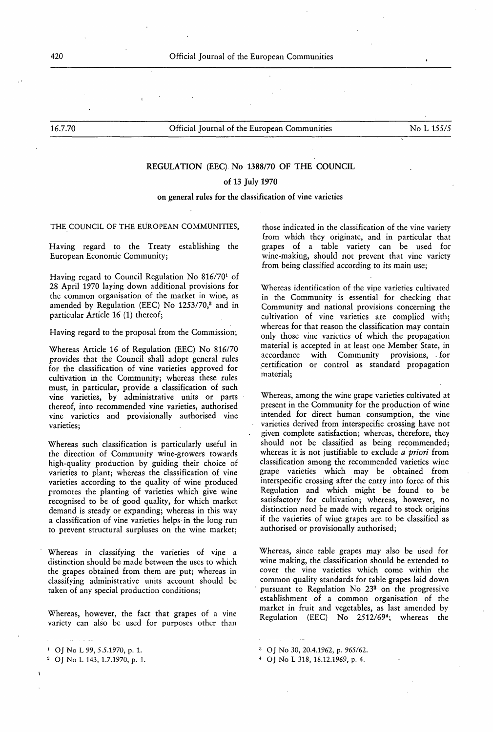# REGULATION (EEC) No 1388/70 OF THE COUNCIL

## of 13 July 1970

## on general rules for the classification of vine varieties

THE COUNCIL OF THE EUROPEAN COMMUNITIES,

Having regard to the Treaty establishing the European Economic Community;

Having regard to Council Regulation No 816/70[1] of 28 April 1970 laying down additional provisions for the common organisation of the market in wine, as amended by Regulation (EEC) No 1253/70,[2] and in particular Article 16 (1) thereof;

Having regard to the proposal from the Commission;

Whereas Article 16 of Regulation (EEC) No 816/70 provides that the Council shall adopt general rules for the classification of vine varieties approved for cultivation in the Community; whereas these rules must, in particular, provide a classification of such vine varieties, by administrative units or parts thereof, into recommended vine varieties, authorised vine varieties and provisionally authorised vine varieties;

Whereas such classification is particularly useful in the direction of Community wine-growers towards high-quality production by guiding their choice of varieties to plant; whereas the classification of vine varieties according to the quality of wine produced promotes the planting of varieties which give wine recognised to be of good quality, for which market demand is steady or expanding; whereas in this way a classification of vine varieties helps in the long run to prevent structural surpluses on the wine market;

Whereas in classifying the varieties of vine a distinction should be made between the uses to which the grapes obtained from them are put; whereas in classifying administrative units account should be taken of any special production conditions;

Whereas, however, the fact that grapes of a vine variety can also be used for purposes other than those indicated in the classification of the vine variety from which they originate, and in particular that grapes of a table variety can be used for wine-making, should not prevent that vine variety from being classified according to its main use;

Whereas identification of the vine varieties cultivated in the Community is essential for checking that Community and national provisions concerning the cultivation of vine varieties are complied with; whereas for that reason the classification may contain only those vine varieties of which the propagation material is accepted in at least one Member State, in accordance with Community provisions, for certification or control as standard propagation material;

Whereas, among the wine grape varieties cultivated at present in the Community for the production of wine intended for direct human consumption, the vine varieties derived from interspecific crossing have not given complete satisfaction; whereas, therefore, they should not be classified as being recommended; whereas it is not justifiable to exclude *a priori* from classification among the recommended varieties wine grape varieties which may be obtained from interspecific crossing after the entry into force of this Regulation and which might be found to be satisfactory for cultivation; whereas, however, no distinction need be made with regard to stock origins if the varieties of wine grapes are to be classified as authorised or provisionally authorised;

Whereas, since table grapes may also be used for wine making, the classification should be extended to cover the vine varieties which come within the common quality standards for table grapes laid down pursuant to Regulation No 23[3] on the progressive establishment of a common organisation of the market in fruit and vegetables, as last amended by Regulation (EEC) No 2512/69[4]; whereas the

---

[1] OJ No L 99, 5.5.1970, p. 1.

[2] OJ No L 143, 1.7.1970, p. 1.

[3] OJ No 30, 20.4.1962, p. 965/62.

[4] OJ No L 318, 18.12.1969, p. 4.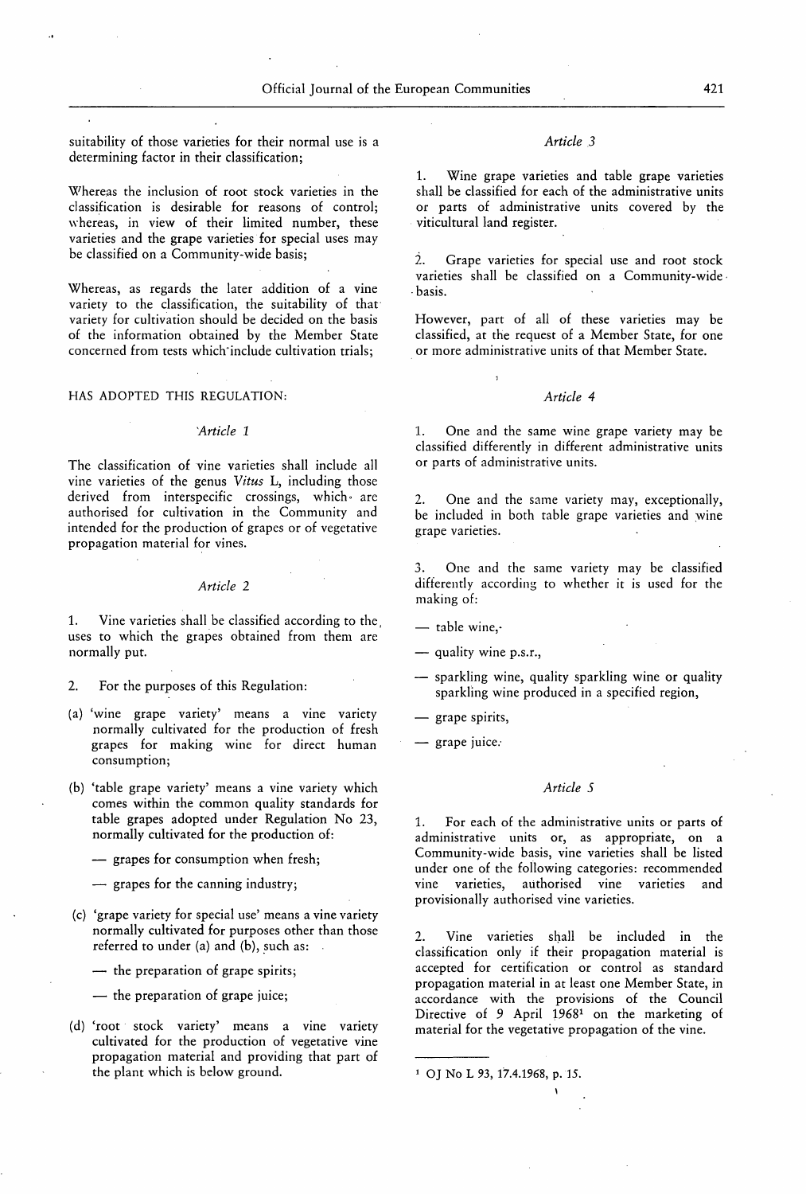suitability of those varieties for their normal use is a determining factor in their classification;

Whereas the inclusion of root stock varieties in the classification is desirable for reasons of control; whereas, in view of their limited number, these varieties and the grape varieties for special uses may be classified on a Community-wide basis;

Whereas, as regards the later addition of a vine variety to the classification, the suitability of that variety for cultivation should be decided on the basis of the information obtained by the Member State concerned from tests which include cultivation trials;

HAS ADOPTED THIS REGULATION:

*Article 1*

The classification of vine varieties shall include all vine varieties of the genus *Vitus* L, including those derived from interspecific crossings, which are authorised for cultivation in the Community and intended for the production of grapes or of vegetative propagation material for vines.

*Article 2*

1. Vine varieties shall be classified according to the uses to which the grapes obtained from them are normally put.

2. For the purposes of this Regulation:

(a) 'wine grape variety' means a vine variety normally cultivated for the production of fresh grapes for making wine for direct human consumption;

(b) 'table grape variety' means a vine variety which comes within the common quality standards for table grapes adopted under Regulation No 23, normally cultivated for the production of:

— grapes for consumption when fresh;

— grapes for the canning industry;

(c) 'grape variety for special use' means a vine variety normally cultivated for purposes other than those referred to under (a) and (b), such as:

— the preparation of grape spirits;

— the preparation of grape juice;

(d) 'root stock variety' means a vine variety cultivated for the production of vegetative vine propagation material and providing that part of the plant which is below ground.

*Article 3*

1. Wine grape varieties and table grape varieties shall be classified for each of the administrative units or parts of administrative units covered by the viticultural land register.

2. Grape varieties for special use and root stock varieties shall be classified on a Community-wide basis.

However, part of all of these varieties may be classified, at the request of a Member State, for one or more administrative units of that Member State.

*Article 4*

1. One and the same wine grape variety may be classified differently in different administrative units or parts of administrative units.

2. One and the same variety may, exceptionally, be included in both table grape varieties and wine grape varieties.

3. One and the same variety may be classified differently according to whether it is used for the making of:

— table wine,

— quality wine p.s.r.,

— sparkling wine, quality sparkling wine or quality sparkling wine produced in a specified region,

— grape spirits,

— grape juice.

*Article 5*

1. For each of the administrative units or parts of administrative units or, as appropriate, on a Community-wide basis, vine varieties shall be listed under one of the following categories: recommended vine varieties, authorised vine varieties and provisionally authorised vine varieties.

2. Vine varieties shall be included in the classification only if their propagation material is accepted for certification or control as standard propagation material in at least one Member State, in accordance with the provisions of the Council Directive of 9 April 1968[1] on the marketing of material for the vegetative propagation of the vine.

[1] OJ No L 93, 17.4.1968, p. 15.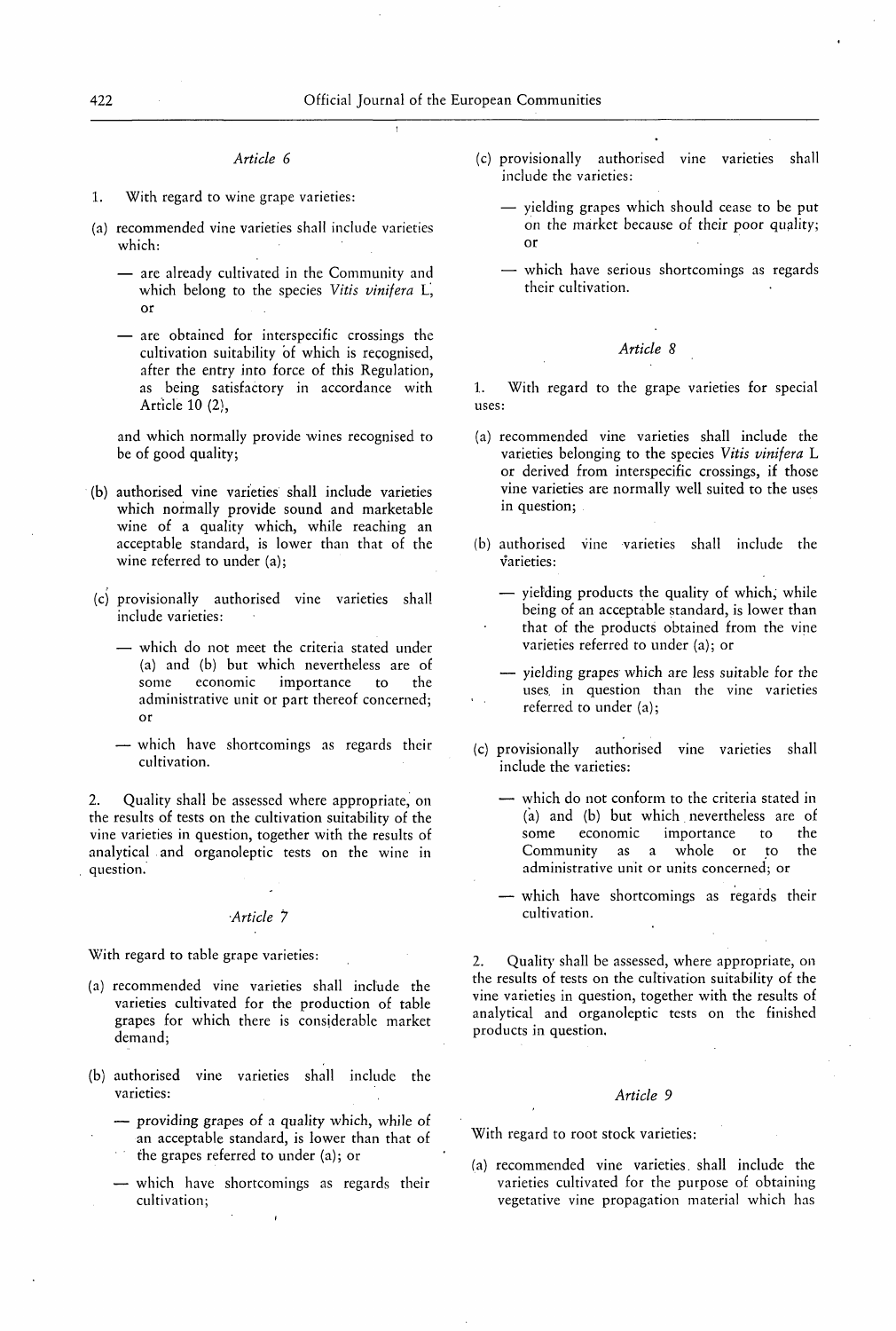*Article 6*

1. With regard to wine grape varieties:

(a) recommended vine varieties shall include varieties which:

— are already cultivated in the Community and which belong to the species *Vitis vinifera* L, or

— are obtained for interspecific crossings the cultivation suitability of which is recognised, after the entry into force of this Regulation, as being satisfactory in accordance with Article 10 (2),

and which normally provide wines recognised to be of good quality;

(b) authorised vine varieties shall include varieties which normally provide sound and marketable wine of a quality which, while reaching an acceptable standard, is lower than that of the wine referred to under (a);

(c) provisionally authorised vine varieties shall include varieties:

— which do not meet the criteria stated under (a) and (b) but which nevertheless are of some economic importance to the administrative unit or part thereof concerned; or

— which have shortcomings as regards their cultivation.

2. Quality shall be assessed where appropriate, on the results of tests on the cultivation suitability of the vine varieties in question, together with the results of analytical and organoleptic tests on the wine in question.

*Article 7*

With regard to table grape varieties:

(a) recommended vine varieties shall include the varieties cultivated for the production of table grapes for which there is considerable market demand;

(b) authorised vine varieties shall include the varieties:

— providing grapes of a quality which, while of an acceptable standard, is lower than that of the grapes referred to under (a); or

— which have shortcomings as regards their cultivation;

(c) provisionally authorised vine varieties shall include the varieties:

— yielding grapes which should cease to be put on the market because of their poor quality; or

— which have serious shortcomings as regards their cultivation.

*Article 8*

1. With regard to the grape varieties for special uses:

(a) recommended vine varieties shall include the varieties belonging to the species *Vitis vinifera* L or derived from interspecific crossings, if those vine varieties are normally well suited to the uses in question;

(b) authorised vine varieties shall include the varieties:

— yielding products the quality of which, while being of an acceptable standard, is lower than that of the products obtained from the vine varieties referred to under (a); or

— yielding grapes which are less suitable for the uses in question than the vine varieties referred to under (a);

(c) provisionally authorised vine varieties shall include the varieties:

— which do not conform to the criteria stated in (a) and (b) but which nevertheless are of some economic importance to the Community as a whole or to the administrative unit or units concerned; or

— which have shortcomings as regards their cultivation.

2. Quality shall be assessed, where appropriate, on the results of tests on the cultivation suitability of the vine varieties in question, together with the results of analytical and organoleptic tests on the finished products in question.

*Article 9*

With regard to root stock varieties:

(a) recommended vine varieties shall include the varieties cultivated for the purpose of obtaining vegetative vine propagation material which has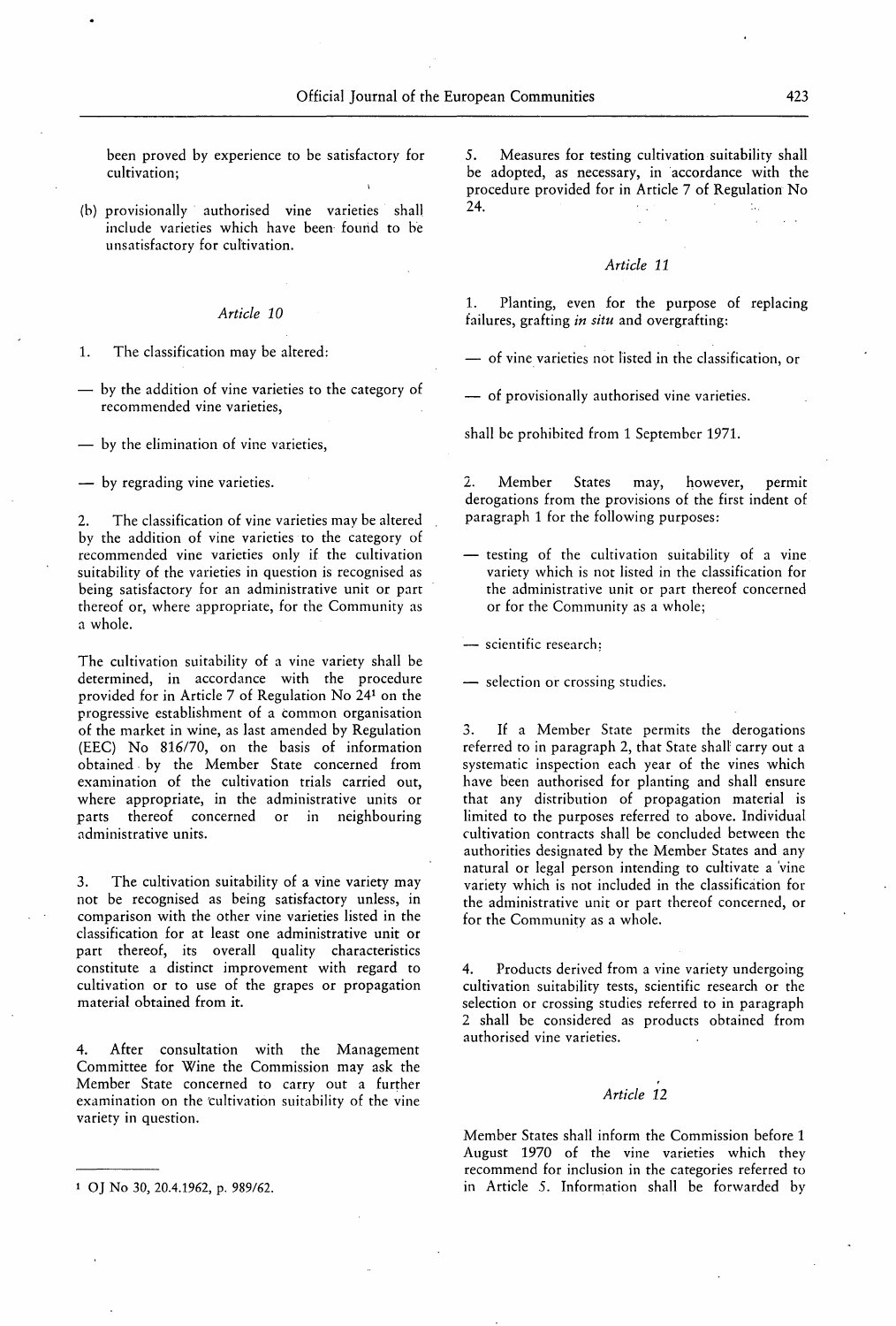been proved by experience to be satisfactory for cultivation;

(b) provisionally authorised vine varieties shall include varieties which have been found to be unsatisfactory for cultivation.

*Article 10*

1. The classification may be altered:

— by the addition of vine varieties to the category of recommended vine varieties,

— by the elimination of vine varieties,

— by regrading vine varieties.

2. The classification of vine varieties may be altered by the addition of vine varieties to the category of recommended vine varieties only if the cultivation suitability of the varieties in question is recognised as being satisfactory for an administrative unit or part thereof or, where appropriate, for the Community as a whole.

The cultivation suitability of a vine variety shall be determined, in accordance with the procedure provided for in Article 7 of Regulation No 24[1] on the progressive establishment of a common organisation of the market in wine, as last amended by Regulation (EEC) No 816/70, on the basis of information obtained by the Member State concerned from examination of the cultivation trials carried out, where appropriate, in the administrative units or parts thereof concerned or in neighbouring administrative units.

3. The cultivation suitability of a vine variety may not be recognised as being satisfactory unless, in comparison with the other vine varieties listed in the classification for at least one administrative unit or part thereof, its overall quality characteristics constitute a distinct improvement with regard to cultivation or to use of the grapes or propagation material obtained from it.

4. After consultation with the Management Committee for Wine the Commission may ask the Member State concerned to carry out a further examination on the cultivation suitability of the vine variety in question.

5. Measures for testing cultivation suitability shall be adopted, as necessary, in accordance with the procedure provided for in Article 7 of Regulation No 24.

*Article 11*

1. Planting, even for the purpose of replacing failures, grafting *in situ* and overgrafting:

— of vine varieties not listed in the classification, or

— of provisionally authorised vine varieties.

shall be prohibited from 1 September 1971.

2. Member States may, however, permit derogations from the provisions of the first indent of paragraph 1 for the following purposes:

— testing of the cultivation suitability of a vine variety which is not listed in the classification for the administrative unit or part thereof concerned or for the Community as a whole;

— scientific research;

— selection or crossing studies.

3. If a Member State permits the derogations referred to in paragraph 2, that State shall carry out a systematic inspection each year of the vines which have been authorised for planting and shall ensure that any distribution of propagation material is limited to the purposes referred to above. Individual cultivation contracts shall be concluded between the authorities designated by the Member States and any natural or legal person intending to cultivate a vine variety which is not included in the classification for the administrative unit or part thereof concerned, or for the Community as a whole.

4. Products derived from a vine variety undergoing cultivation suitability tests, scientific research or the selection or crossing studies referred to in paragraph 2 shall be considered as products obtained from authorised vine varieties.

*Article 12*

Member States shall inform the Commission before 1 August 1970 of the vine varieties which they recommend for inclusion in the categories referred to in Article 5. Information shall be forwarded by

---

[1] OJ No 30, 20.4.1962, p. 989/62.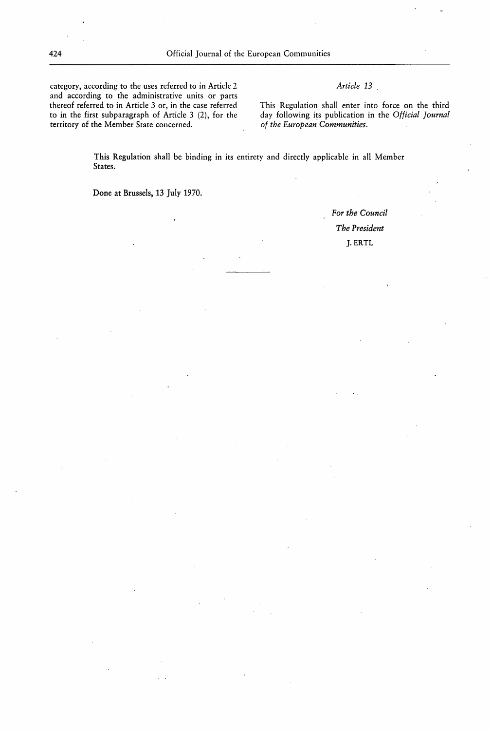category, according to the uses referred to in Article 2 and according to the administrative units or parts thereof referred to in Article 3 or, in the case referred to in the first subparagraph of Article 3 (2), for the territory of the Member State concerned.

*Article 13*

This Regulation shall enter into force on the third day following its publication in the *Official Journal of the European Communities*.

This Regulation shall be binding in its entirety and directly applicable in all Member States.

Done at Brussels, 13 July 1970.

*For the Council*

*The President*

J. ERTL